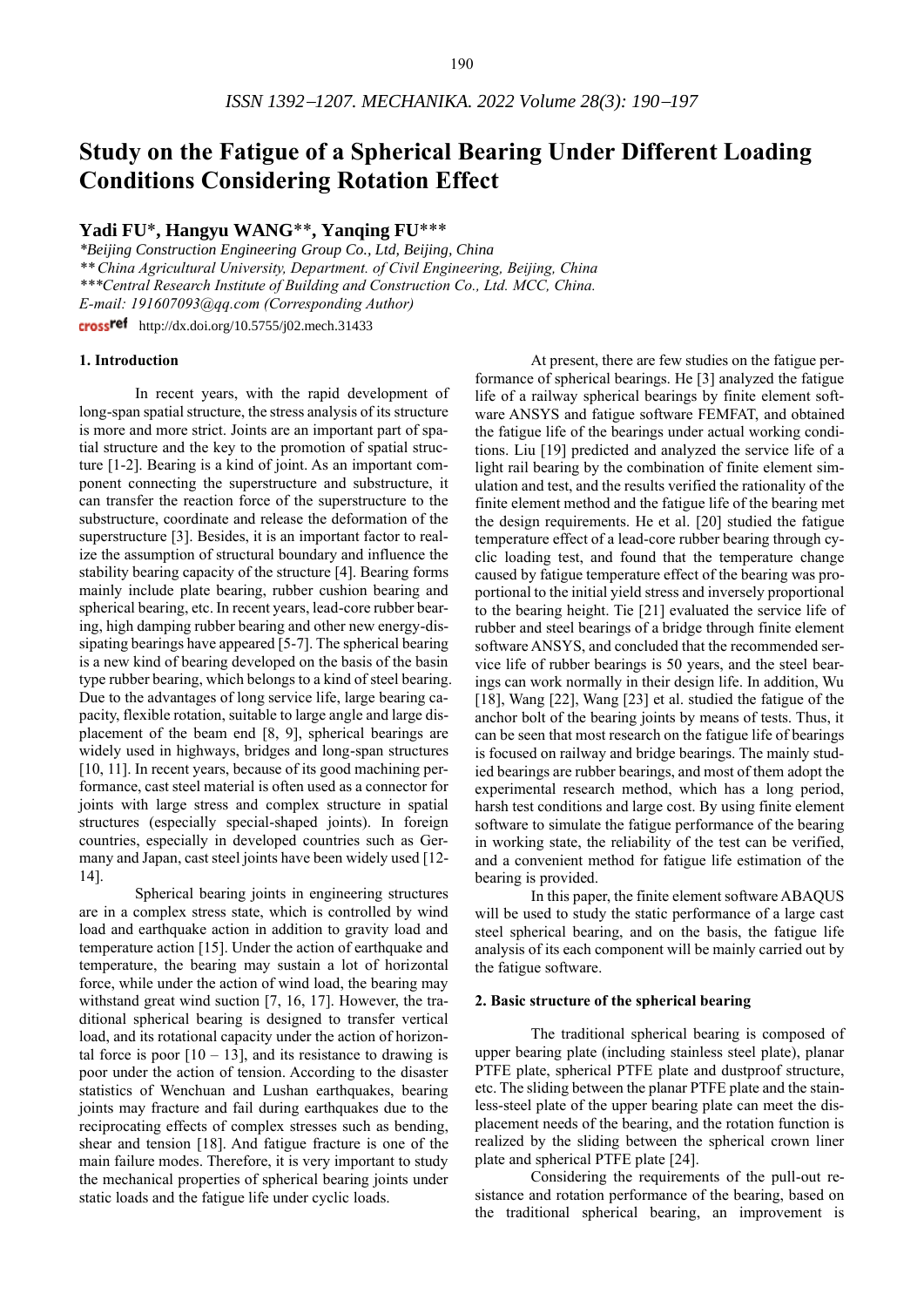# Study on the Fatigue of a Spherical Bearing Under Different Loading Conditions Considering Rotation Effect

**Yadi FU\*, Hangyu WANG\*\*, Yanqing FU\*\*\***

*\*Beijing Construction Engineering Group Co., Ltd, Beijing, China*
*\*\* China Agricultural University, Department. of Civil Engineering, Beijing, China*
*\*\*\*Central Research Institute of Building and Construction Co., Ltd. MCC, China.*
*E-mail: 191607093@qq.com (Corresponding Author)*

http://dx.doi.org/10.5755/j02.mech.31433

## 1. Introduction

In recent years, with the rapid development of long-span spatial structure, the stress analysis of its structure is more and more strict. Joints are an important part of spatial structure and the key to the promotion of spatial structure [1-2]. Bearing is a kind of joint. As an important component connecting the superstructure and substructure, it can transfer the reaction force of the superstructure to the substructure, coordinate and release the deformation of the superstructure [3]. Besides, it is an important factor to realize the assumption of structural boundary and influence the stability bearing capacity of the structure [4]. Bearing forms mainly include plate bearing, rubber cushion bearing and spherical bearing, etc. In recent years, lead-core rubber bearing, high damping rubber bearing and other new energy-dissipating bearings have appeared [5-7]. The spherical bearing is a new kind of bearing developed on the basis of the basin type rubber bearing, which belongs to a kind of steel bearing. Due to the advantages of long service life, large bearing capacity, flexible rotation, suitable to large angle and large displacement of the beam end [8, 9], spherical bearings are widely used in highways, bridges and long-span structures [10, 11]. In recent years, because of its good machining performance, cast steel material is often used as a connector for joints with large stress and complex structure in spatial structures (especially special-shaped joints). In foreign countries, especially in developed countries such as Germany and Japan, cast steel joints have been widely used [12-14].

Spherical bearing joints in engineering structures are in a complex stress state, which is controlled by wind load and earthquake action in addition to gravity load and temperature action [15]. Under the action of earthquake and temperature, the bearing may sustain a lot of horizontal force, while under the action of wind load, the bearing may withstand great wind suction [7, 16, 17]. However, the traditional spherical bearing is designed to transfer vertical load, and its rotational capacity under the action of horizontal force is poor [10 – 13], and its resistance to drawing is poor under the action of tension. According to the disaster statistics of Wenchuan and Lushan earthquakes, bearing joints may fracture and fail during earthquakes due to the reciprocating effects of complex stresses such as bending, shear and tension [18]. And fatigue fracture is one of the main failure modes. Therefore, it is very important to study the mechanical properties of spherical bearing joints under static loads and the fatigue life under cyclic loads.

At present, there are few studies on the fatigue performance of spherical bearings. He [3] analyzed the fatigue life of a railway spherical bearings by finite element software ANSYS and fatigue software FEMFAT, and obtained the fatigue life of the bearings under actual working conditions. Liu [19] predicted and analyzed the service life of a light rail bearing by the combination of finite element simulation and test, and the results verified the rationality of the finite element method and the fatigue life of the bearing met the design requirements. He et al. [20] studied the fatigue temperature effect of a lead-core rubber bearing through cyclic loading test, and found that the temperature change caused by fatigue temperature effect of the bearing was proportional to the initial yield stress and inversely proportional to the bearing height. Tie [21] evaluated the service life of rubber and steel bearings of a bridge through finite element software ANSYS, and concluded that the recommended service life of rubber bearings is 50 years, and the steel bearings can work normally in their design life. In addition, Wu [18], Wang [22], Wang [23] et al. studied the fatigue of the anchor bolt of the bearing joints by means of tests. Thus, it can be seen that most research on the fatigue life of bearings is focused on railway and bridge bearings. The mainly studied bearings are rubber bearings, and most of them adopt the experimental research method, which has a long period, harsh test conditions and large cost. By using finite element software to simulate the fatigue performance of the bearing in working state, the reliability of the test can be verified, and a convenient method for fatigue life estimation of the bearing is provided.

In this paper, the finite element software ABAQUS will be used to study the static performance of a large cast steel spherical bearing, and on the basis, the fatigue life analysis of its each component will be mainly carried out by the fatigue software.

## 2. Basic structure of the spherical bearing

The traditional spherical bearing is composed of upper bearing plate (including stainless steel plate), planar PTFE plate, spherical PTFE plate and dustproof structure, etc. The sliding between the planar PTFE plate and the stainless-steel plate of the upper bearing plate can meet the displacement needs of the bearing, and the rotation function is realized by the sliding between the spherical crown liner plate and spherical PTFE plate [24].

Considering the requirements of the pull-out resistance and rotation performance of the bearing, based on the traditional spherical bearing, an improvement is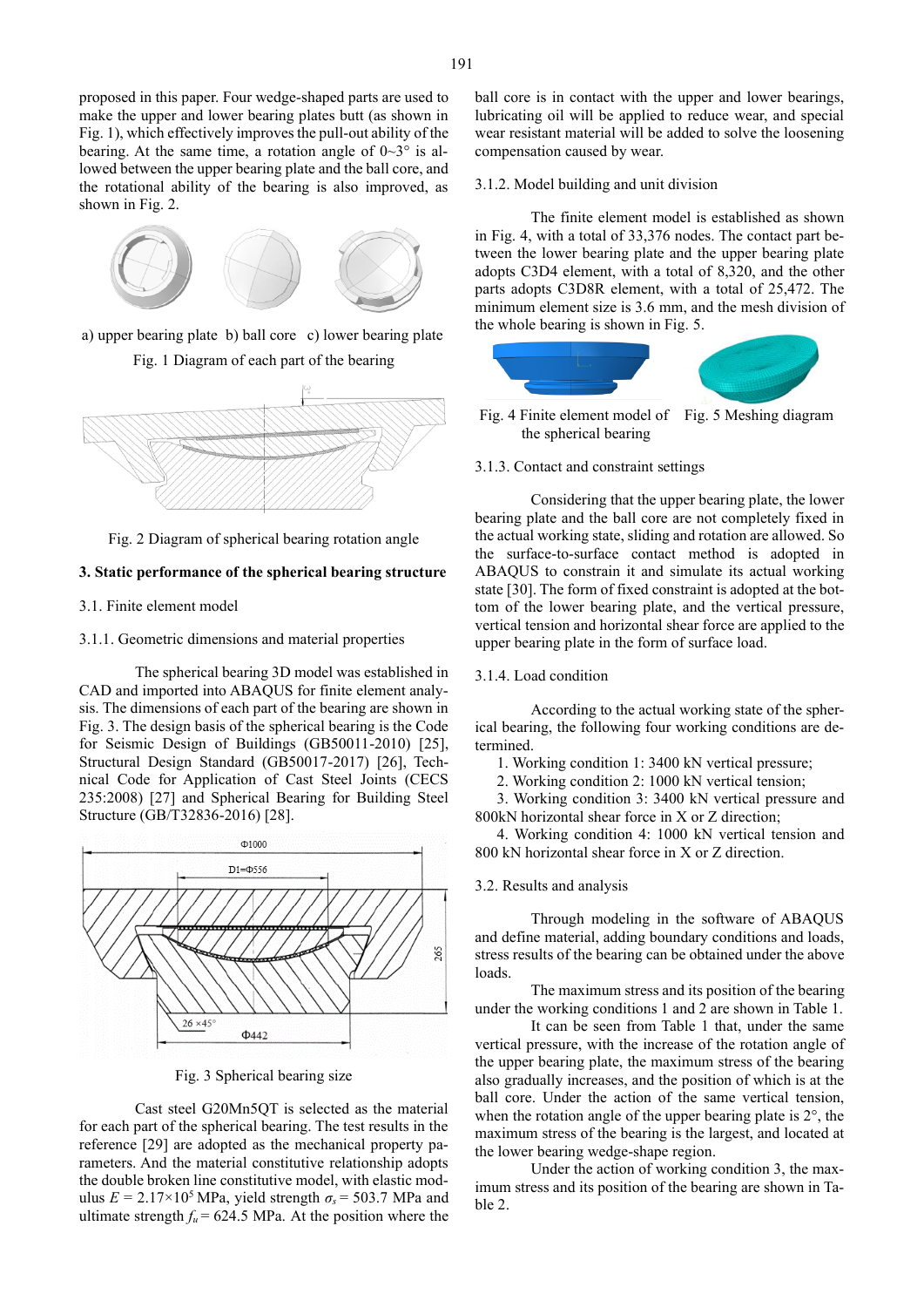proposed in this paper. Four wedge-shaped parts are used to make the upper and lower bearing plates butt (as shown in Fig. 1), which effectively improves the pull-out ability of the bearing. At the same time, a rotation angle of 0~3° is allowed between the upper bearing plate and the ball core, and the rotational ability of the bearing is also improved, as shown in Fig. 2.

a) upper bearing plate b) ball core c) lower bearing plate

Fig. 1 Diagram of each part of the bearing

Fig. 2 Diagram of spherical bearing rotation angle

## 3. Static performance of the spherical bearing structure

### 3.1. Finite element model

#### 3.1.1. Geometric dimensions and material properties

The spherical bearing 3D model was established in CAD and imported into ABAQUS for finite element analysis. The dimensions of each part of the bearing are shown in Fig. 3. The design basis of the spherical bearing is the Code for Seismic Design of Buildings (GB50011-2010) [25], Structural Design Standard (GB50017-2017) [26], Technical Code for Application of Cast Steel Joints (CECS 235:2008) [27] and Spherical Bearing for Building Steel Structure (GB/T32836-2016) [28].

Fig. 3 Spherical bearing size

Cast steel G20Mn5QT is selected as the material for each part of the spherical bearing. The test results in the reference [29] are adopted as the mechanical property parameters. And the material constitutive relationship adopts the double broken line constitutive model, with elastic modulus $E = 2.17\times10^5$ MPa, yield strength $\sigma_s = 503.7$ MPa and ultimate strength $f_u = 624.5$ MPa. At the position where the ball core is in contact with the upper and lower bearings, lubricating oil will be applied to reduce wear, and special wear resistant material will be added to solve the loosening compensation caused by wear.

#### 3.1.2. Model building and unit division

The finite element model is established as shown in Fig. 4, with a total of 33,376 nodes. The contact part between the lower bearing plate and the upper bearing plate adopts C3D4 element, with a total of 8,320, and the other parts adopts C3D8R element, with a total of 25,472. The minimum element size is 3.6 mm, and the mesh division of the whole bearing is shown in Fig. 5.

Fig. 4 Finite element model of the spherical bearing

Fig. 5 Meshing diagram

#### 3.1.3. Contact and constraint settings

Considering that the upper bearing plate, the lower bearing plate and the ball core are not completely fixed in the actual working state, sliding and rotation are allowed. So the surface-to-surface contact method is adopted in ABAQUS to constrain it and simulate its actual working state [30]. The form of fixed constraint is adopted at the bottom of the lower bearing plate, and the vertical pressure, vertical tension and horizontal shear force are applied to the upper bearing plate in the form of surface load.

#### 3.1.4. Load condition

According to the actual working state of the spherical bearing, the following four working conditions are determined.

1. Working condition 1: 3400 kN vertical pressure;
2. Working condition 2: 1000 kN vertical tension;
3. Working condition 3: 3400 kN vertical pressure and 800kN horizontal shear force in X or Z direction;
4. Working condition 4: 1000 kN vertical tension and 800 kN horizontal shear force in X or Z direction.

### 3.2. Results and analysis

Through modeling in the software of ABAQUS and define material, adding boundary conditions and loads, stress results of the bearing can be obtained under the above loads.

The maximum stress and its position of the bearing under the working conditions 1 and 2 are shown in Table 1.

It can be seen from Table 1 that, under the same vertical pressure, with the increase of the rotation angle of the upper bearing plate, the maximum stress of the bearing also gradually increases, and the position of which is at the ball core. Under the action of the same vertical tension, when the rotation angle of the upper bearing plate is 2°, the maximum stress of the bearing is the largest, and located at the lower bearing wedge-shape region.

Under the action of working condition 3, the maximum stress and its position of the bearing are shown in Table 2.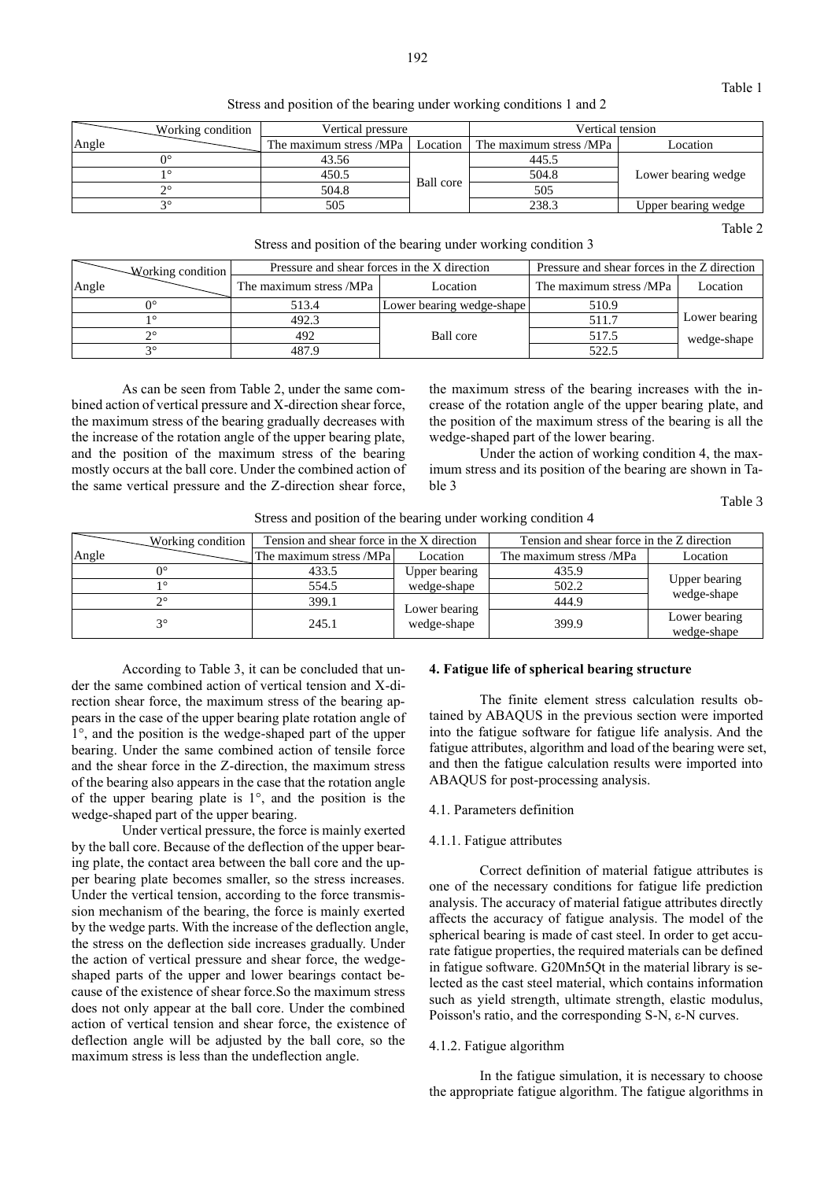Table 1

Stress and position of the bearing under working conditions 1 and 2

| Angle \ Working condition | Vertical pressure | | Vertical tension | |
|---|---|---|---|---|
| | The maximum stress /MPa | Location | The maximum stress /MPa | Location |
| 0° | 43.56 | Ball core | 445.5 | Lower bearing wedge |
| 1° | 450.5 | | 504.8 | |
| 2° | 504.8 | | 505 | |
| 3° | 505 | | 238.3 | Upper bearing wedge |

Table 2

Stress and position of the bearing under working condition 3

| Angle \ Working condition | Pressure and shear forces in the X direction | | Pressure and shear forces in the Z direction | |
|---|---|---|---|---|
| | The maximum stress /MPa | Location | The maximum stress /MPa | Location |
| 0° | 513.4 | Lower bearing wedge-shape | 510.9 | Lower bearing wedge-shape |
| 1° | 492.3 | Ball core | 511.7 | |
| 2° | 492 | | 517.5 | |
| 3° | 487.9 | | 522.5 | |

As can be seen from Table 2, under the same combined action of vertical pressure and X-direction shear force, the maximum stress of the bearing gradually decreases with the increase of the rotation angle of the upper bearing plate, and the position of the maximum stress of the bearing mostly occurs at the ball core. Under the combined action of the same vertical pressure and the Z-direction shear force, the maximum stress of the bearing increases with the increase of the rotation angle of the upper bearing plate, and the position of the maximum stress of the bearing is all the wedge-shaped part of the lower bearing.

Under the action of working condition 4, the maximum stress and its position of the bearing are shown in Table 3

Table 3

Stress and position of the bearing under working condition 4

| Angle \ Working condition | Tension and shear force in the X direction | | Tension and shear force in the Z direction | |
|---|---|---|---|---|
| | The maximum stress /MPa | Location | The maximum stress /MPa | Location |
| 0° | 433.5 | Upper bearing wedge-shape | 435.9 | Upper bearing wedge-shape |
| 1° | 554.5 | | 502.2 | |
| 2° | 399.1 | Lower bearing wedge-shape | 444.9 | |
| 3° | 245.1 | | 399.9 | Lower bearing wedge-shape |

According to Table 3, it can be concluded that under the same combined action of vertical tension and X-direction shear force, the maximum stress of the bearing appears in the case of the upper bearing plate rotation angle of 1°, and the position is the wedge-shaped part of the upper bearing. Under the same combined action of tensile force and the shear force in the Z-direction, the maximum stress of the bearing also appears in the case that the rotation angle of the upper bearing plate is 1°, and the position is the wedge-shaped part of the upper bearing.

Under vertical pressure, the force is mainly exerted by the ball core. Because of the deflection of the upper bearing plate, the contact area between the ball core and the upper bearing plate becomes smaller, so the stress increases. Under the vertical tension, according to the force transmission mechanism of the bearing, the force is mainly exerted by the wedge parts. With the increase of the deflection angle, the stress on the deflection side increases gradually. Under the action of vertical pressure and shear force, the wedge-shaped parts of the upper and lower bearings contact because of the existence of shear force.So the maximum stress does not only appear at the ball core. Under the combined action of vertical tension and shear force, the existence of deflection angle will be adjusted by the ball core, so the maximum stress is less than the undeflection angle.

## 4. Fatigue life of spherical bearing structure

The finite element stress calculation results obtained by ABAQUS in the previous section were imported into the fatigue software for fatigue life analysis. And the fatigue attributes, algorithm and load of the bearing were set, and then the fatigue calculation results were imported into ABAQUS for post-processing analysis.

### 4.1. Parameters definition

#### 4.1.1. Fatigue attributes

Correct definition of material fatigue attributes is one of the necessary conditions for fatigue life prediction analysis. The accuracy of material fatigue attributes directly affects the accuracy of fatigue analysis. The model of the spherical bearing is made of cast steel. In order to get accurate fatigue properties, the required materials can be defined in fatigue software. G20Mn5Qt in the material library is selected as the cast steel material, which contains information such as yield strength, ultimate strength, elastic modulus, Poisson's ratio, and the corresponding S-N, ε-N curves.

#### 4.1.2. Fatigue algorithm

In the fatigue simulation, it is necessary to choose the appropriate fatigue algorithm. The fatigue algorithms in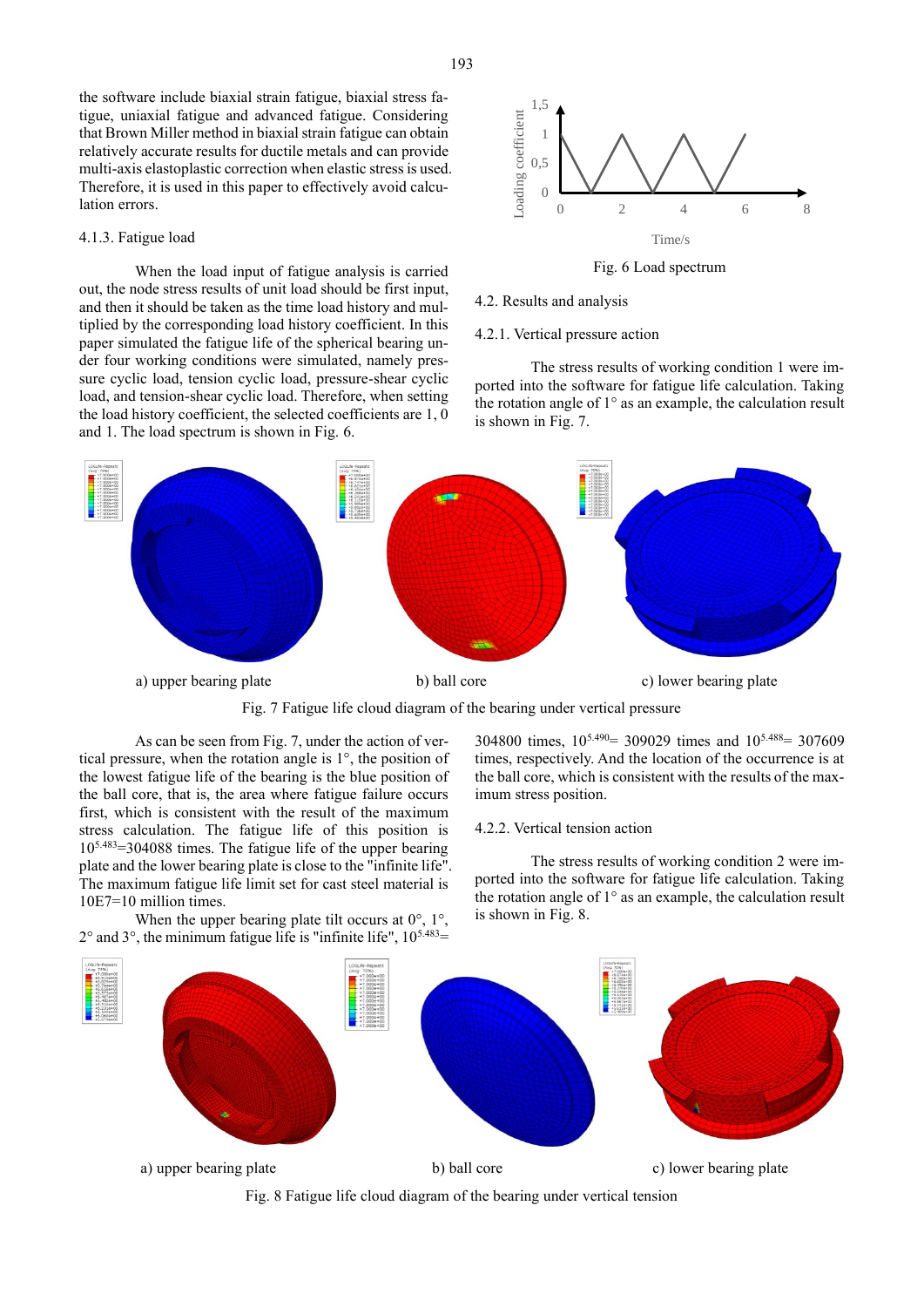the software include biaxial strain fatigue, biaxial stress fatigue, uniaxial fatigue and advanced fatigue. Considering that Brown Miller method in biaxial strain fatigue can obtain relatively accurate results for ductile metals and can provide multi-axis elastoplastic correction when elastic stress is used. Therefore, it is used in this paper to effectively avoid calculation errors.

#### 4.1.3. Fatigue load

When the load input of fatigue analysis is carried out, the node stress results of unit load should be first input, and then it should be taken as the time load history and multiplied by the corresponding load history coefficient. In this paper simulated the fatigue life of the spherical bearing under four working conditions were simulated, namely pressure cyclic load, tension cyclic load, pressure-shear cyclic load, and tension-shear cyclic load. Therefore, when setting the load history coefficient, the selected coefficients are 1, 0 and 1. The load spectrum is shown in Fig. 6.

Fig. 6 Load spectrum

### 4.2. Results and analysis

#### 4.2.1. Vertical pressure action

The stress results of working condition 1 were imported into the software for fatigue life calculation. Taking the rotation angle of 1° as an example, the calculation result is shown in Fig. 7.

a) upper bearing plate  b) ball core  c) lower bearing plate

Fig. 7 Fatigue life cloud diagram of the bearing under vertical pressure

As can be seen from Fig. 7, under the action of vertical pressure, when the rotation angle is 1°, the position of the lowest fatigue life of the bearing is the blue position of the ball core, that is, the area where fatigue failure occurs first, which is consistent with the result of the maximum stress calculation. The fatigue life of this position is $10^{5.483}$=304088 times. The fatigue life of the upper bearing plate and the lower bearing plate is close to the "infinite life". The maximum fatigue life limit set for cast steel material is 10E7=10 million times.

When the upper bearing plate tilt occurs at 0°, 1°, 2° and 3°, the minimum fatigue life is "infinite life", $10^{5.483}$= 304800 times, $10^{5.490}$= 309029 times and $10^{5.488}$= 307609 times, respectively. And the location of the occurrence is at the ball core, which is consistent with the results of the maximum stress position.

#### 4.2.2. Vertical tension action

The stress results of working condition 2 were imported into the software for fatigue life calculation. Taking the rotation angle of 1° as an example, the calculation result is shown in Fig. 8.

a) upper bearing plate  b) ball core  c) lower bearing plate

Fig. 8 Fatigue life cloud diagram of the bearing under vertical tension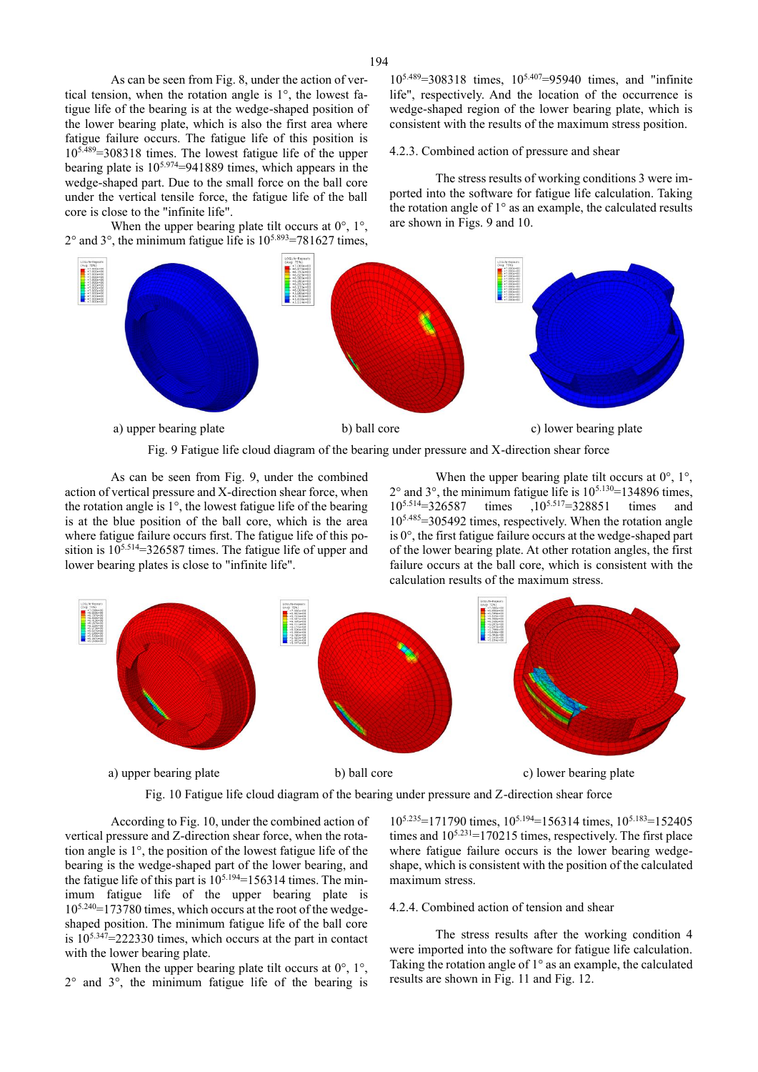As can be seen from Fig. 8, under the action of vertical tension, when the rotation angle is 1°, the lowest fatigue life of the bearing is at the wedge-shaped position of the lower bearing plate, which is also the first area where fatigue failure occurs. The fatigue life of this position is $10^{5.489}$=308318 times. The lowest fatigue life of the upper bearing plate is $10^{5.974}$=941889 times, which appears in the wedge-shaped part. Due to the small force on the ball core under the vertical tensile force, the fatigue life of the ball core is close to the "infinite life".

When the upper bearing plate tilt occurs at 0°, 1°, 2° and 3°, the minimum fatigue life is $10^{5.893}$=781627 times, $10^{5.489}$=308318 times, $10^{5.407}$=95940 times, and "infinite life", respectively. And the location of the occurrence is wedge-shaped region of the lower bearing plate, which is consistent with the results of the maximum stress position.

### 4.2.3. Combined action of pressure and shear

The stress results of working conditions 3 were imported into the software for fatigue life calculation. Taking the rotation angle of 1° as an example, the calculated results are shown in Figs. 9 and 10.

a) upper bearing plate b) ball core c) lower bearing plate

Fig. 9 Fatigue life cloud diagram of the bearing under pressure and X-direction shear force

As can be seen from Fig. 9, under the combined action of vertical pressure and X-direction shear force, when the rotation angle is 1°, the lowest fatigue life of the bearing is at the blue position of the ball core, which is the area where fatigue failure occurs first. The fatigue life of this position is $10^{5.514}$=326587 times. The fatigue life of upper and lower bearing plates is close to "infinite life".

When the upper bearing plate tilt occurs at 0°, 1°, 2° and 3°, the minimum fatigue life is $10^{5.130}$=134896 times, $10^{5.514}$=326587 times ,$10^{5.517}$=328851 times and $10^{5.485}$=305492 times, respectively. When the rotation angle is 0°, the first fatigue failure occurs at the wedge-shaped part of the lower bearing plate. At other rotation angles, the first failure occurs at the ball core, which is consistent with the calculation results of the maximum stress.

a) upper bearing plate b) ball core c) lower bearing plate

Fig. 10 Fatigue life cloud diagram of the bearing under pressure and Z-direction shear force

According to Fig. 10, under the combined action of vertical pressure and Z-direction shear force, when the rotation angle is 1°, the position of the lowest fatigue life of the bearing is the wedge-shaped part of the lower bearing, and the fatigue life of this part is $10^{5.194}$=156314 times. The minimum fatigue life of the upper bearing plate is $10^{5.240}$=173780 times, which occurs at the root of the wedge-shaped position. The minimum fatigue life of the ball core is $10^{5.347}$=222330 times, which occurs at the part in contact with the lower bearing plate.

When the upper bearing plate tilt occurs at 0°, 1°, 2° and 3°, the minimum fatigue life of the bearing is $10^{5.235}$=171790 times, $10^{5.194}$=156314 times, $10^{5.183}$=152405 times and $10^{5.231}$=170215 times, respectively. The first place where fatigue failure occurs is the lower bearing wedge-shape, which is consistent with the position of the calculated maximum stress.

### 4.2.4. Combined action of tension and shear

The stress results after the working condition 4 were imported into the software for fatigue life calculation. Taking the rotation angle of 1° as an example, the calculated results are shown in Fig. 11 and Fig. 12.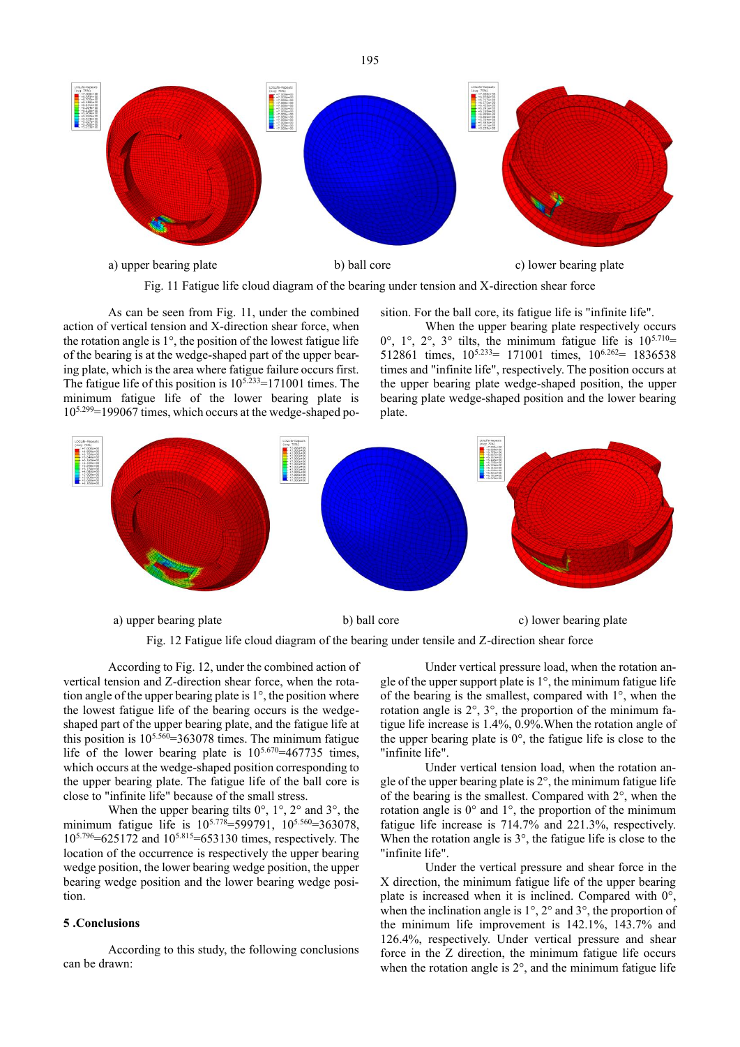a) upper bearing plate b) ball core c) lower bearing plate

Fig. 11 Fatigue life cloud diagram of the bearing under tension and X-direction shear force

As can be seen from Fig. 11, under the combined action of vertical tension and X-direction shear force, when the rotation angle is 1°, the position of the lowest fatigue life of the bearing is at the wedge-shaped part of the upper bearing plate, which is the area where fatigue failure occurs first. The fatigue life of this position is $10^{5.233}$=171001 times. The minimum fatigue life of the lower bearing plate is $10^{5.299}$=199067 times, which occurs at the wedge-shaped position. For the ball core, its fatigue life is "infinite life".

When the upper bearing plate respectively occurs 0°, 1°, 2°, 3° tilts, the minimum fatigue life is $10^{5.710}$= 512861 times, $10^{5.233}$= 171001 times, $10^{6.262}$= 1836538 times and "infinite life", respectively. The position occurs at the upper bearing plate wedge-shaped position, the upper bearing plate wedge-shaped position and the lower bearing plate.

a) upper bearing plate b) ball core c) lower bearing plate

Fig. 12 Fatigue life cloud diagram of the bearing under tensile and Z-direction shear force

According to Fig. 12, under the combined action of vertical tension and Z-direction shear force, when the rotation angle of the upper bearing plate is 1°, the position where the lowest fatigue life of the bearing occurs is the wedge-shaped part of the upper bearing plate, and the fatigue life at this position is $10^{5.560}$=363078 times. The minimum fatigue life of the lower bearing plate is $10^{5.670}$=467735 times, which occurs at the wedge-shaped position corresponding to the upper bearing plate. The fatigue life of the ball core is close to "infinite life" because of the small stress.

When the upper bearing tilts 0°, 1°, 2° and 3°, the minimum fatigue life is $10^{5.778}$=599791, $10^{5.560}$=363078, $10^{5.796}$=625172 and $10^{5.815}$=653130 times, respectively. The location of the occurrence is respectively the upper bearing wedge position, the lower bearing wedge position, the upper bearing wedge position and the lower bearing wedge position.

## 5 .Conclusions

According to this study, the following conclusions can be drawn:

Under vertical pressure load, when the rotation angle of the upper support plate is 1°, the minimum fatigue life of the bearing is the smallest, compared with 1°, when the rotation angle is 2°, 3°, the proportion of the minimum fatigue life increase is 1.4%, 0.9%.When the rotation angle of the upper bearing plate is 0°, the fatigue life is close to the "infinite life".

Under vertical tension load, when the rotation angle of the upper bearing plate is 2°, the minimum fatigue life of the bearing is the smallest. Compared with 2°, when the rotation angle is 0° and 1°, the proportion of the minimum fatigue life increase is 714.7% and 221.3%, respectively. When the rotation angle is 3°, the fatigue life is close to the "infinite life".

Under the vertical pressure and shear force in the X direction, the minimum fatigue life of the upper bearing plate is increased when it is inclined. Compared with 0°, when the inclination angle is 1°, 2° and 3°, the proportion of the minimum life improvement is 142.1%, 143.7% and 126.4%, respectively. Under vertical pressure and shear force in the Z direction, the minimum fatigue life occurs when the rotation angle is 2°, and the minimum fatigue life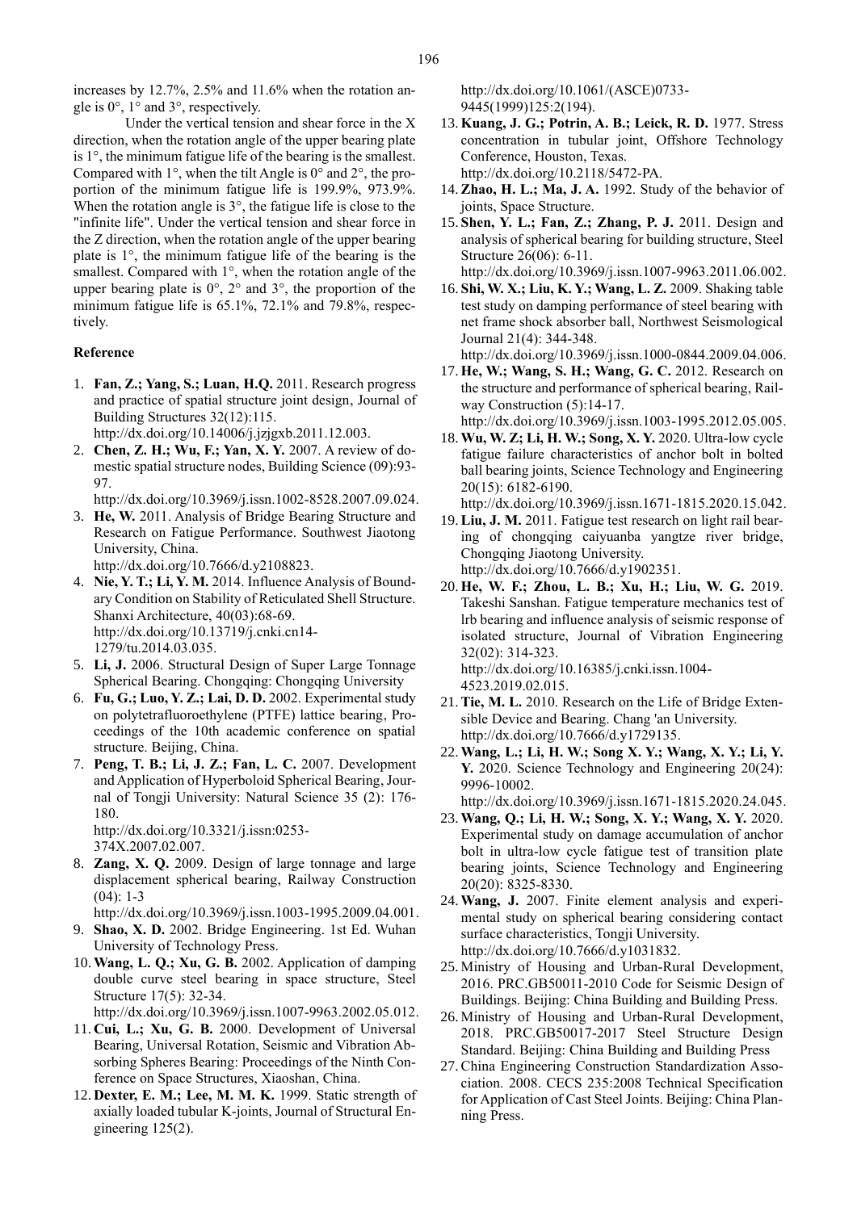increases by 12.7%, 2.5% and 11.6% when the rotation angle is 0°, 1° and 3°, respectively.

Under the vertical tension and shear force in the X direction, when the rotation angle of the upper bearing plate is 1°, the minimum fatigue life of the bearing is the smallest. Compared with 1°, when the tilt Angle is 0° and 2°, the proportion of the minimum fatigue life is 199.9%, 973.9%. When the rotation angle is 3°, the fatigue life is close to the "infinite life". Under the vertical tension and shear force in the Z direction, when the rotation angle of the upper bearing plate is 1°, the minimum fatigue life of the bearing is the smallest. Compared with 1°, when the rotation angle of the upper bearing plate is 0°, 2° and 3°, the proportion of the minimum fatigue life is 65.1%, 72.1% and 79.8%, respectively.

## Reference

1. **Fan, Z.; Yang, S.; Luan, H.Q.** 2011. Research progress and practice of spatial structure joint design, Journal of Building Structures 32(12):115. http://dx.doi.org/10.14006/j.jzjgxb.2011.12.003.
2. **Chen, Z. H.; Wu, F.; Yan, X. Y.** 2007. A review of domestic spatial structure nodes, Building Science (09):93-97. http://dx.doi.org/10.3969/j.issn.1002-8528.2007.09.024.
3. **He, W.** 2011. Analysis of Bridge Bearing Structure and Research on Fatigue Performance. Southwest Jiaotong University, China. http://dx.doi.org/10.7666/d.y2108823.
4. **Nie, Y. T.; Li, Y. M.** 2014. Influence Analysis of Boundary Condition on Stability of Reticulated Shell Structure. Shanxi Architecture, 40(03):68-69. http://dx.doi.org/10.13719/j.cnki.cn14-1279/tu.2014.03.035.
5. **Li, J.** 2006. Structural Design of Super Large Tonnage Spherical Bearing. Chongqing: Chongqing University
6. **Fu, G.; Luo, Y. Z.; Lai, D. D.** 2002. Experimental study on polytetrafluoroethylene (PTFE) lattice bearing, Proceedings of the 10th academic conference on spatial structure. Beijing, China.
7. **Peng, T. B.; Li, J. Z.; Fan, L. C.** 2007. Development and Application of Hyperboloid Spherical Bearing, Journal of Tongji University: Natural Science 35 (2): 176-180. http://dx.doi.org/10.3321/j.issn:0253-374X.2007.02.007.
8. **Zang, X. Q.** 2009. Design of large tonnage and large displacement spherical bearing, Railway Construction (04): 1-3 http://dx.doi.org/10.3969/j.issn.1003-1995.2009.04.001.
9. **Shao, X. D.** 2002. Bridge Engineering. 1st Ed. Wuhan University of Technology Press.
10. **Wang, L. Q.; Xu, G. B.** 2002. Application of damping double curve steel bearing in space structure, Steel Structure 17(5): 32-34. http://dx.doi.org/10.3969/j.issn.1007-9963.2002.05.012.
11. **Cui, L.; Xu, G. B.** 2000. Development of Universal Bearing, Universal Rotation, Seismic and Vibration Absorbing Spheres Bearing: Proceedings of the Ninth Conference on Space Structures, Xiaoshan, China.
12. **Dexter, E. M.; Lee, M. M. K.** 1999. Static strength of axially loaded tubular K-joints, Journal of Structural Engineering 125(2). http://dx.doi.org/10.1061/(ASCE)0733-9445(1999)125:2(194).
13. **Kuang, J. G.; Potrin, A. B.; Leick, R. D.** 1977. Stress concentration in tubular joint, Offshore Technology Conference, Houston, Texas. http://dx.doi.org/10.2118/5472-PA.
14. **Zhao, H. L.; Ma, J. A.** 1992. Study of the behavior of joints, Space Structure.
15. **Shen, Y. L.; Fan, Z.; Zhang, P. J.** 2011. Design and analysis of spherical bearing for building structure, Steel Structure 26(06): 6-11. http://dx.doi.org/10.3969/j.issn.1007-9963.2011.06.002.
16. **Shi, W. X.; Liu, K. Y.; Wang, L. Z.** 2009. Shaking table test study on damping performance of steel bearing with net frame shock absorber ball, Northwest Seismological Journal 21(4): 344-348. http://dx.doi.org/10.3969/j.issn.1000-0844.2009.04.006.
17. **He, W.; Wang, S. H.; Wang, G. C.** 2012. Research on the structure and performance of spherical bearing, Railway Construction (5):14-17. http://dx.doi.org/10.3969/j.issn.1003-1995.2012.05.005.
18. **Wu, W. Z; Li, H. W.; Song, X. Y.** 2020. Ultra-low cycle fatigue failure characteristics of anchor bolt in bolted ball bearing joints, Science Technology and Engineering 20(15): 6182-6190. http://dx.doi.org/10.3969/j.issn.1671-1815.2020.15.042.
19. **Liu, J. M.** 2011. Fatigue test research on light rail bearing of chongqing caiyuanba yangtze river bridge, Chongqing Jiaotong University. http://dx.doi.org/10.7666/d.y1902351.
20. **He, W. F.; Zhou, L. B.; Xu, H.; Liu, W. G.** 2019. Takeshi Sanshan. Fatigue temperature mechanics test of lrb bearing and influence analysis of seismic response of isolated structure, Journal of Vibration Engineering 32(02): 314-323. http://dx.doi.org/10.16385/j.cnki.issn.1004-4523.2019.02.015.
21. **Tie, M. L.** 2010. Research on the Life of Bridge Extensible Device and Bearing. Chang 'an University. http://dx.doi.org/10.7666/d.y1729135.
22. **Wang, L.; Li, H. W.; Song X. Y.; Wang, X. Y.; Li, Y. Y.** 2020. Science Technology and Engineering 20(24): 9996-10002. http://dx.doi.org/10.3969/j.issn.1671-1815.2020.24.045.
23. **Wang, Q.; Li, H. W.; Song, X. Y.; Wang, X. Y.** 2020. Experimental study on damage accumulation of anchor bolt in ultra-low cycle fatigue test of transition plate bearing joints, Science Technology and Engineering 20(20): 8325-8330.
24. **Wang, J.** 2007. Finite element analysis and experimental study on spherical bearing considering contact surface characteristics, Tongji University. http://dx.doi.org/10.7666/d.y1031832.
25. Ministry of Housing and Urban-Rural Development, 2016. PRC.GB50011-2010 Code for Seismic Design of Buildings. Beijing: China Building and Building Press.
26. Ministry of Housing and Urban-Rural Development, 2018. PRC.GB50017-2017 Steel Structure Design Standard. Beijing: China Building and Building Press
27. China Engineering Construction Standardization Association. 2008. CECS 235:2008 Technical Specification for Application of Cast Steel Joints. Beijing: China Planning Press.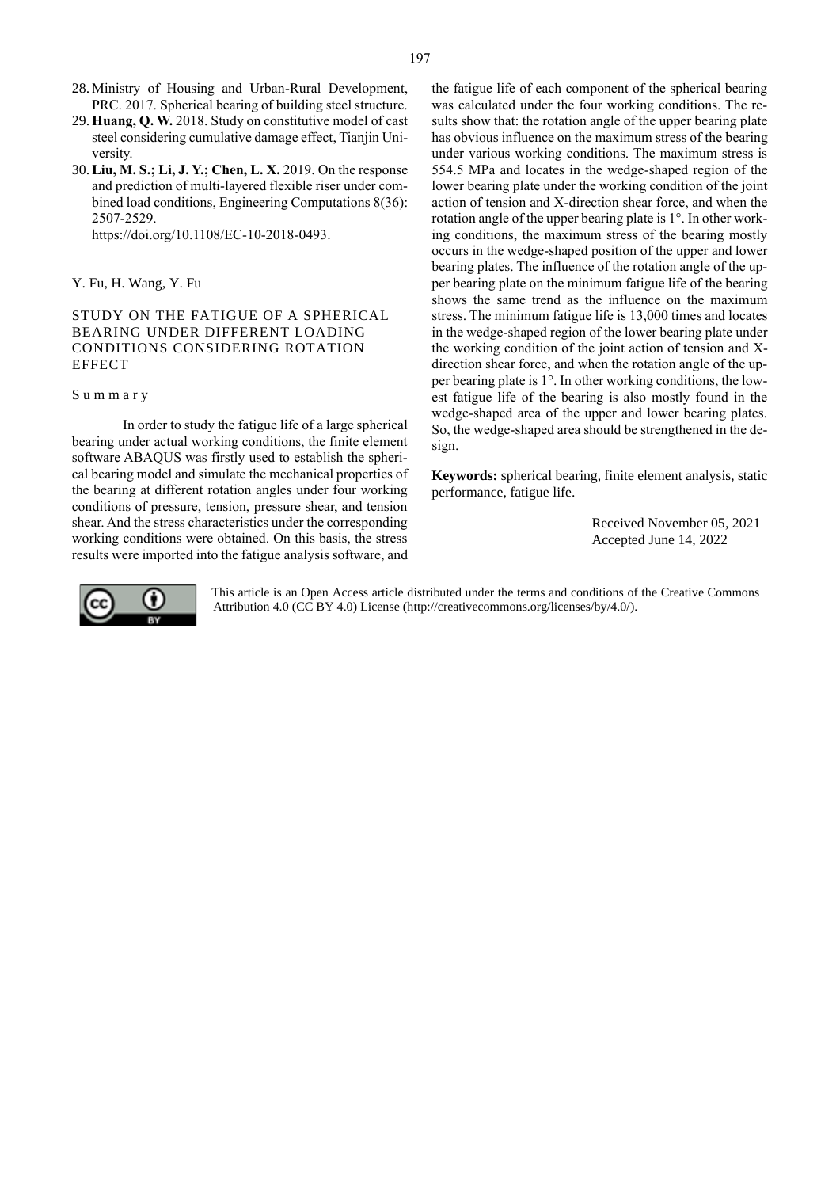28. Ministry of Housing and Urban-Rural Development, PRC. 2017. Spherical bearing of building steel structure.
29. **Huang, Q. W.** 2018. Study on constitutive model of cast steel considering cumulative damage effect, Tianjin University.
30. **Liu, M. S.; Li, J. Y.; Chen, L. X.** 2019. On the response and prediction of multi-layered flexible riser under combined load conditions, Engineering Computations 8(36): 2507-2529. https://doi.org/10.1108/EC-10-2018-0493.

Y. Fu, H. Wang, Y. Fu

## STUDY ON THE FATIGUE OF A SPHERICAL BEARING UNDER DIFFERENT LOADING CONDITIONS CONSIDERING ROTATION EFFECT

### Summary

In order to study the fatigue life of a large spherical bearing under actual working conditions, the finite element software ABAQUS was firstly used to establish the spherical bearing model and simulate the mechanical properties of the bearing at different rotation angles under four working conditions of pressure, tension, pressure shear, and tension shear. And the stress characteristics under the corresponding working conditions were obtained. On this basis, the stress results were imported into the fatigue analysis software, and the fatigue life of each component of the spherical bearing was calculated under the four working conditions. The results show that: the rotation angle of the upper bearing plate has obvious influence on the maximum stress of the bearing under various working conditions. The maximum stress is 554.5 MPa and locates in the wedge-shaped region of the lower bearing plate under the working condition of the joint action of tension and X-direction shear force, and when the rotation angle of the upper bearing plate is 1°. In other working conditions, the maximum stress of the bearing mostly occurs in the wedge-shaped position of the upper and lower bearing plates. The influence of the rotation angle of the upper bearing plate on the minimum fatigue life of the bearing shows the same trend as the influence on the maximum stress. The minimum fatigue life is 13,000 times and locates in the wedge-shaped region of the lower bearing plate under the working condition of the joint action of tension and X-direction shear force, and when the rotation angle of the upper bearing plate is 1°. In other working conditions, the lowest fatigue life of the bearing is also mostly found in the wedge-shaped area of the upper and lower bearing plates. So, the wedge-shaped area should be strengthened in the design.

**Keywords:** spherical bearing, finite element analysis, static performance, fatigue life.

Received November 05, 2021
Accepted June 14, 2022

This article is an Open Access article distributed under the terms and conditions of the Creative Commons Attribution 4.0 (CC BY 4.0) License (http://creativecommons.org/licenses/by/4.0/).